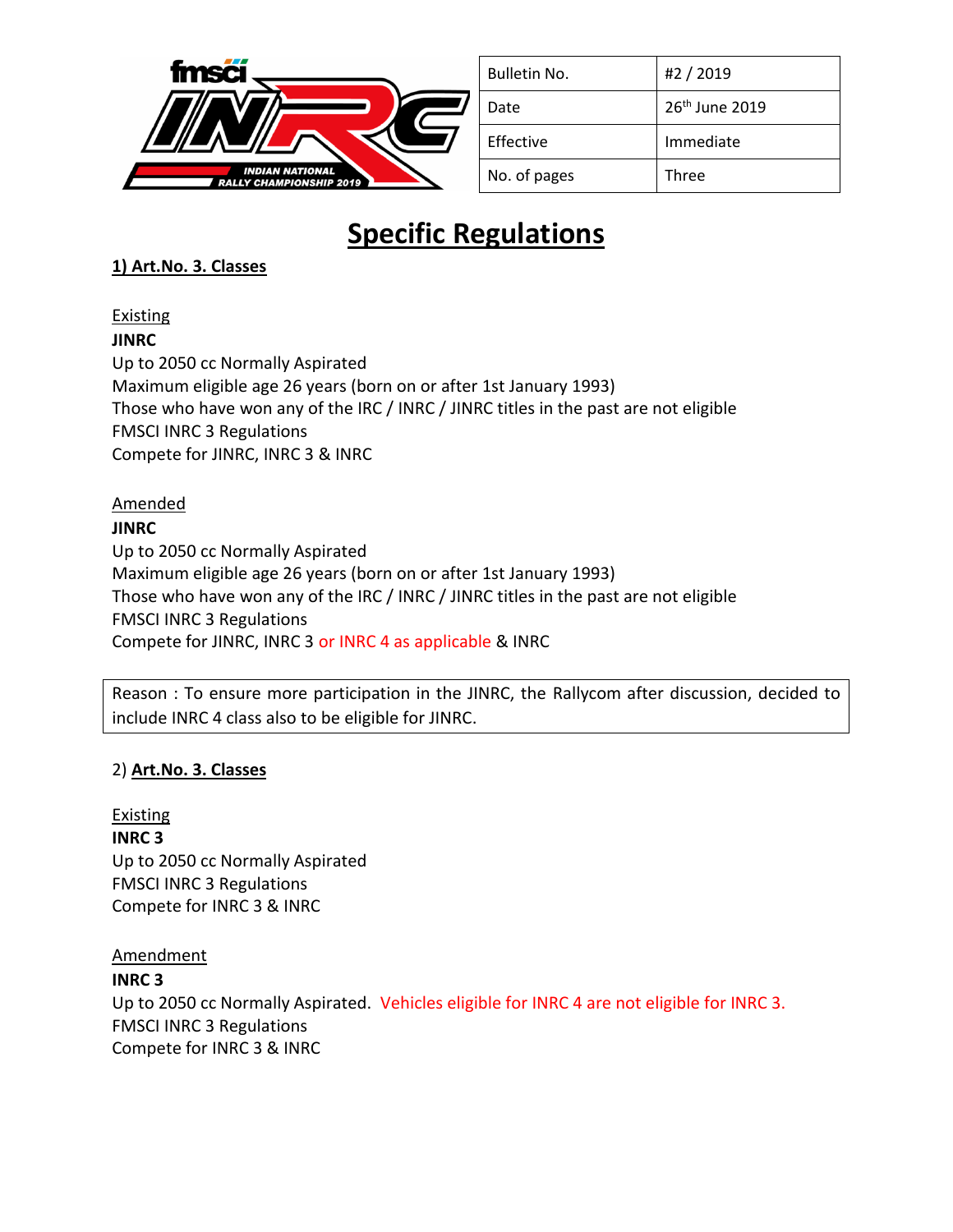| Bulletin No. | #2 / 2019 |
| --- | --- |
| Date | 26th June 2019 |
| Effective | Immediate |
| No. of pages | Three |

# Specific Regulations

**1) Art.No. 3. Classes**

Existing

**JINRC**

Up to 2050 cc Normally Aspirated

Maximum eligible age 26 years (born on or after 1st January 1993)

Those who have won any of the IRC / INRC / JINRC titles in the past are not eligible

FMSCI INRC 3 Regulations

Compete for JINRC, INRC 3 & INRC

Amended

**JINRC**

Up to 2050 cc Normally Aspirated

Maximum eligible age 26 years (born on or after 1st January 1993)

Those who have won any of the IRC / INRC / JINRC titles in the past are not eligible

FMSCI INRC 3 Regulations

Compete for JINRC, INRC 3 or INRC 4 as applicable & INRC

Reason : To ensure more participation in the JINRC, the Rallycom after discussion, decided to include INRC 4 class also to be eligible for JINRC.

2) **Art.No. 3. Classes**

Existing

**INRC 3**

Up to 2050 cc Normally Aspirated

FMSCI INRC 3 Regulations

Compete for INRC 3 & INRC

Amendment

**INRC 3**

Up to 2050 cc Normally Aspirated. Vehicles eligible for INRC 4 are not eligible for INRC 3.

FMSCI INRC 3 Regulations

Compete for INRC 3 & INRC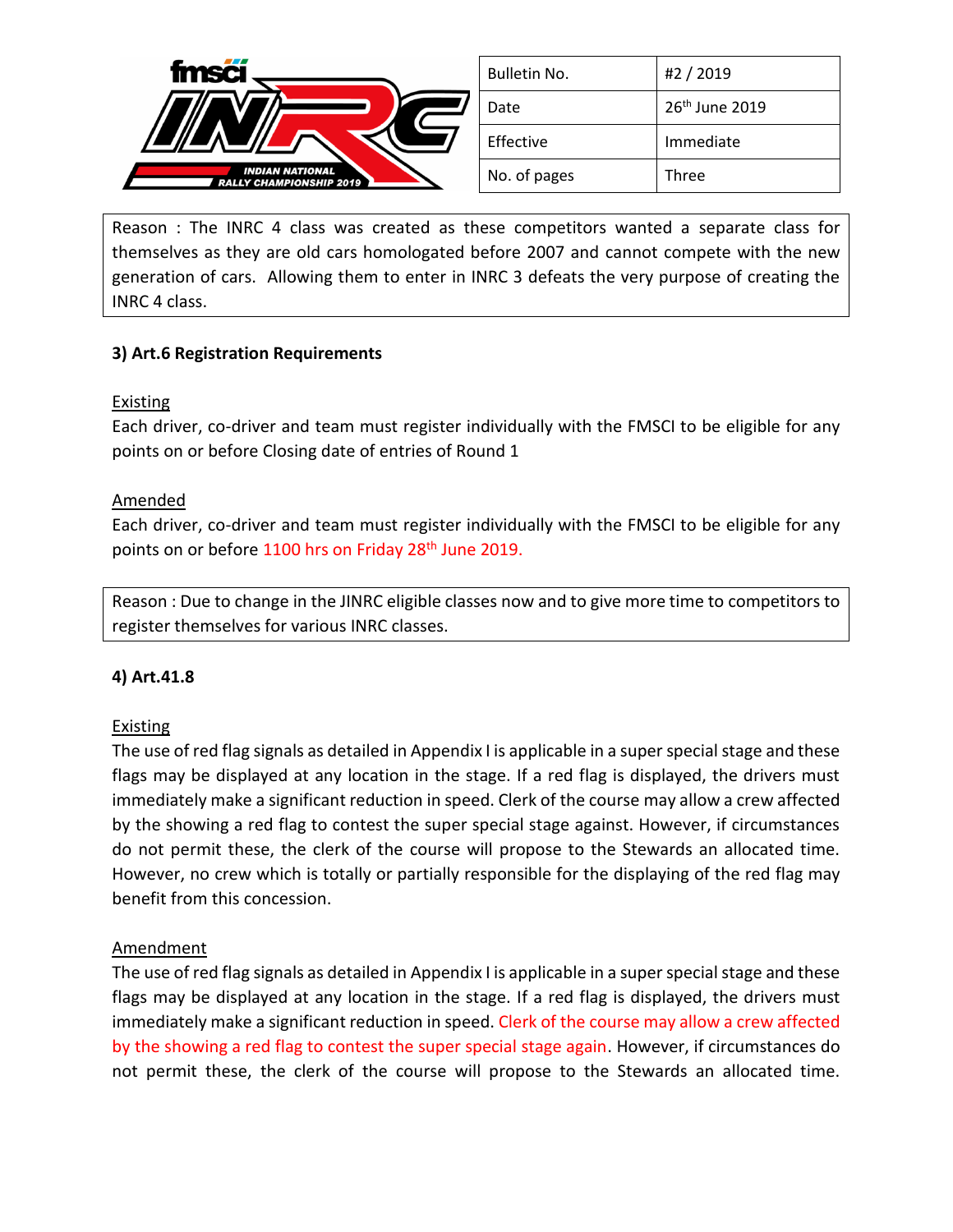| Bulletin No. | #2 / 2019 |
|---|---|
| Date | 26th June 2019 |
| Effective | Immediate |
| No. of pages | Three |

Reason : The INRC 4 class was created as these competitors wanted a separate class for themselves as they are old cars homologated before 2007 and cannot compete with the new generation of cars. Allowing them to enter in INRC 3 defeats the very purpose of creating the INRC 4 class.

**3) Art.6 Registration Requirements**

Existing

Each driver, co-driver and team must register individually with the FMSCI to be eligible for any points on or before Closing date of entries of Round 1

Amended

Each driver, co-driver and team must register individually with the FMSCI to be eligible for any points on or before 1100 hrs on Friday 28th June 2019.

Reason : Due to change in the JINRC eligible classes now and to give more time to competitors to register themselves for various INRC classes.

**4) Art.41.8**

Existing

The use of red flag signals as detailed in Appendix I is applicable in a super special stage and these flags may be displayed at any location in the stage. If a red flag is displayed, the drivers must immediately make a significant reduction in speed. Clerk of the course may allow a crew affected by the showing a red flag to contest the super special stage against. However, if circumstances do not permit these, the clerk of the course will propose to the Stewards an allocated time. However, no crew which is totally or partially responsible for the displaying of the red flag may benefit from this concession.

Amendment

The use of red flag signals as detailed in Appendix I is applicable in a super special stage and these flags may be displayed at any location in the stage. If a red flag is displayed, the drivers must immediately make a significant reduction in speed. Clerk of the course may allow a crew affected by the showing a red flag to contest the super special stage again. However, if circumstances do not permit these, the clerk of the course will propose to the Stewards an allocated time.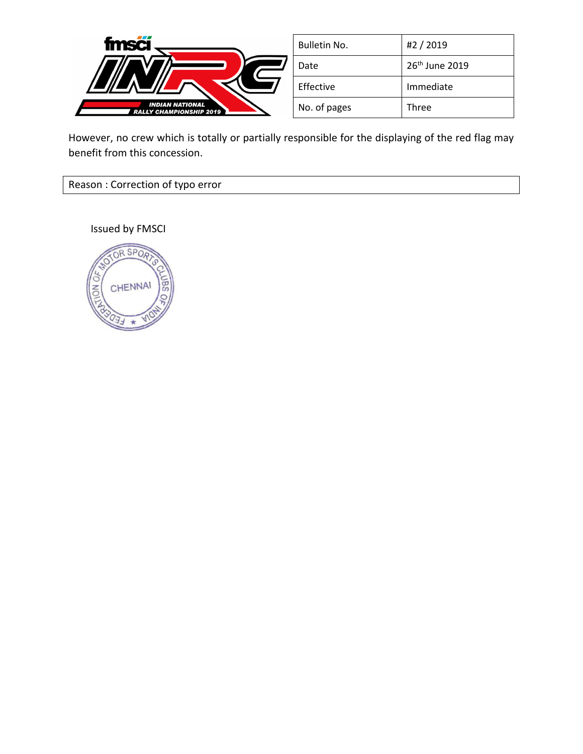| Bulletin No. | #2 / 2019 |
|---|---|
| Date | 26th June 2019 |
| Effective | Immediate |
| No. of pages | Three |

However, no crew which is totally or partially responsible for the displaying of the red flag may benefit from this concession.

| Reason : Correction of typo error |
|---|

Issued by FMSCI

FEDERATION OF MOTOR SPORTS CLUBS OF INDIA
CHENNAI